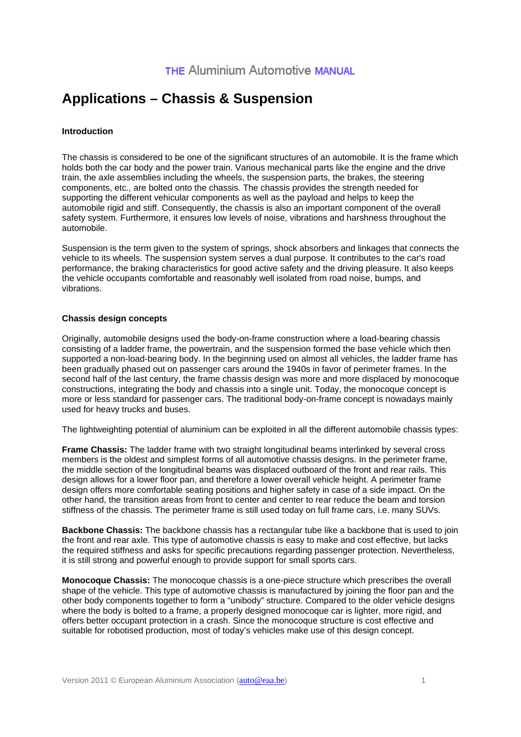# Applications – Chassis & Suspension

### Introduction

The chassis is considered to be one of the significant structures of an automobile. It is the frame which holds both the car body and the power train. Various mechanical parts like the engine and the drive train, the axle assemblies including the wheels, the suspension parts, the brakes, the steering components, etc., are bolted onto the chassis. The chassis provides the strength needed for supporting the different vehicular components as well as the payload and helps to keep the automobile rigid and stiff. Consequently, the chassis is also an important component of the overall safety system. Furthermore, it ensures low levels of noise, vibrations and harshness throughout the automobile.

Suspension is the term given to the system of springs, shock absorbers and linkages that connects the vehicle to its wheels. The suspension system serves a dual purpose. It contributes to the car's road performance, the braking characteristics for good active safety and the driving pleasure. It also keeps the vehicle occupants comfortable and reasonably well isolated from road noise, bumps, and vibrations.

### Chassis design concepts

Originally, automobile designs used the body-on-frame construction where a load-bearing chassis consisting of a ladder frame, the powertrain, and the suspension formed the base vehicle which then supported a non-load-bearing body. In the beginning used on almost all vehicles, the ladder frame has been gradually phased out on passenger cars around the 1940s in favor of perimeter frames. In the second half of the last century, the frame chassis design was more and more displaced by monocoque constructions, integrating the body and chassis into a single unit. Today, the monocoque concept is more or less standard for passenger cars. The traditional body-on-frame concept is nowadays mainly used for heavy trucks and buses.

The lightweighting potential of aluminium can be exploited in all the different automobile chassis types:

**Frame Chassis:** The ladder frame with two straight longitudinal beams interlinked by several cross members is the oldest and simplest forms of all automotive chassis designs. In the perimeter frame, the middle section of the longitudinal beams was displaced outboard of the front and rear rails. This design allows for a lower floor pan, and therefore a lower overall vehicle height. A perimeter frame design offers more comfortable seating positions and higher safety in case of a side impact. On the other hand, the transition areas from front to center and center to rear reduce the beam and torsion stiffness of the chassis. The perimeter frame is still used today on full frame cars, i.e. many SUVs.

**Backbone Chassis:** The backbone chassis has a rectangular tube like a backbone that is used to join the front and rear axle. This type of automotive chassis is easy to make and cost effective, but lacks the required stiffness and asks for specific precautions regarding passenger protection. Nevertheless, it is still strong and powerful enough to provide support for small sports cars.

**Monocoque Chassis:** The monocoque chassis is a one-piece structure which prescribes the overall shape of the vehicle. This type of automotive chassis is manufactured by joining the floor pan and the other body components together to form a "unibody" structure. Compared to the older vehicle designs where the body is bolted to a frame, a properly designed monocoque car is lighter, more rigid, and offers better occupant protection in a crash. Since the monocoque structure is cost effective and suitable for robotised production, most of today's vehicles make use of this design concept.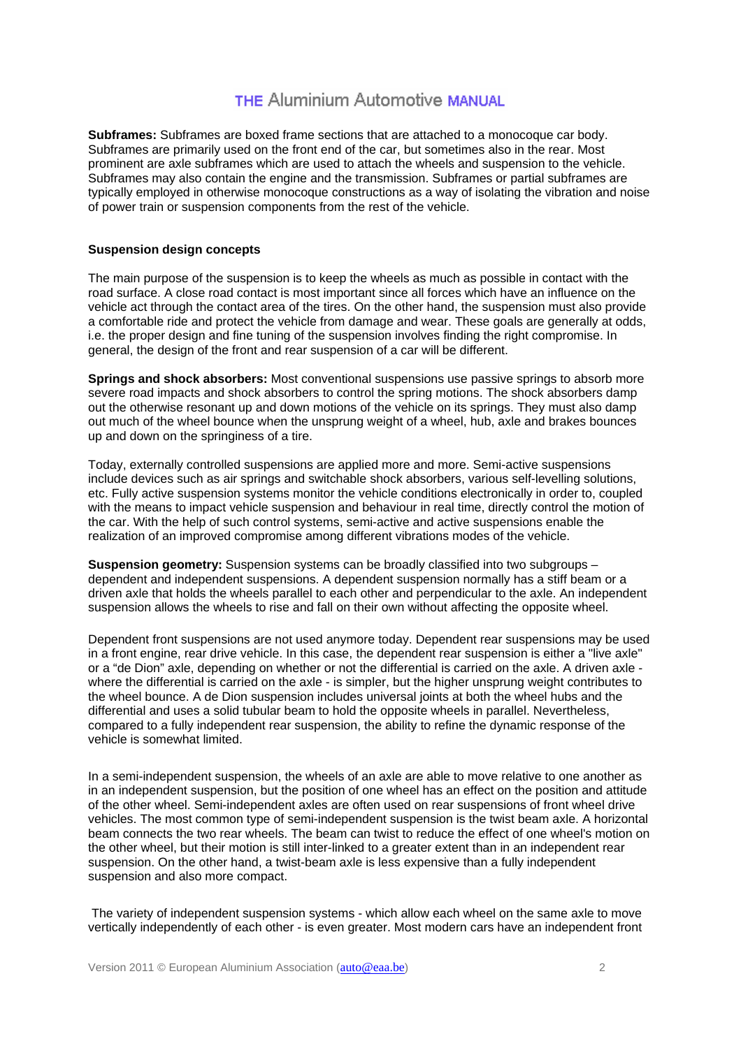**Subframes:** Subframes are boxed frame sections that are attached to a monocoque car body. Subframes are primarily used on the front end of the car, but sometimes also in the rear. Most prominent are axle subframes which are used to attach the wheels and suspension to the vehicle. Subframes may also contain the engine and the transmission. Subframes or partial subframes are typically employed in otherwise monocoque constructions as a way of isolating the vibration and noise of power train or suspension components from the rest of the vehicle.

**Suspension design concepts**

The main purpose of the suspension is to keep the wheels as much as possible in contact with the road surface. A close road contact is most important since all forces which have an influence on the vehicle act through the contact area of the tires. On the other hand, the suspension must also provide a comfortable ride and protect the vehicle from damage and wear. These goals are generally at odds, i.e. the proper design and fine tuning of the suspension involves finding the right compromise. In general, the design of the front and rear suspension of a car will be different.

**Springs and shock absorbers:** Most conventional suspensions use passive springs to absorb more severe road impacts and shock absorbers to control the spring motions. The shock absorbers damp out the otherwise resonant up and down motions of the vehicle on its springs. They must also damp out much of the wheel bounce when the unsprung weight of a wheel, hub, axle and brakes bounces up and down on the springiness of a tire.

Today, externally controlled suspensions are applied more and more. Semi-active suspensions include devices such as air springs and switchable shock absorbers, various self-levelling solutions, etc. Fully active suspension systems monitor the vehicle conditions electronically in order to, coupled with the means to impact vehicle suspension and behaviour in real time, directly control the motion of the car. With the help of such control systems, semi-active and active suspensions enable the realization of an improved compromise among different vibrations modes of the vehicle.

**Suspension geometry:** Suspension systems can be broadly classified into two subgroups – dependent and independent suspensions. A dependent suspension normally has a stiff beam or a driven axle that holds the wheels parallel to each other and perpendicular to the axle. An independent suspension allows the wheels to rise and fall on their own without affecting the opposite wheel.

Dependent front suspensions are not used anymore today. Dependent rear suspensions may be used in a front engine, rear drive vehicle. In this case, the dependent rear suspension is either a "live axle" or a "de Dion" axle, depending on whether or not the differential is carried on the axle. A driven axle - where the differential is carried on the axle - is simpler, but the higher unsprung weight contributes to the wheel bounce. A de Dion suspension includes universal joints at both the wheel hubs and the differential and uses a solid tubular beam to hold the opposite wheels in parallel. Nevertheless, compared to a fully independent rear suspension, the ability to refine the dynamic response of the vehicle is somewhat limited.

In a semi-independent suspension, the wheels of an axle are able to move relative to one another as in an independent suspension, but the position of one wheel has an effect on the position and attitude of the other wheel. Semi-independent axles are often used on rear suspensions of front wheel drive vehicles. The most common type of semi-independent suspension is the twist beam axle. A horizontal beam connects the two rear wheels. The beam can twist to reduce the effect of one wheel's motion on the other wheel, but their motion is still inter-linked to a greater extent than in an independent rear suspension. On the other hand, a twist-beam axle is less expensive than a fully independent suspension and also more compact.

The variety of independent suspension systems - which allow each wheel on the same axle to move vertically independently of each other - is even greater. Most modern cars have an independent front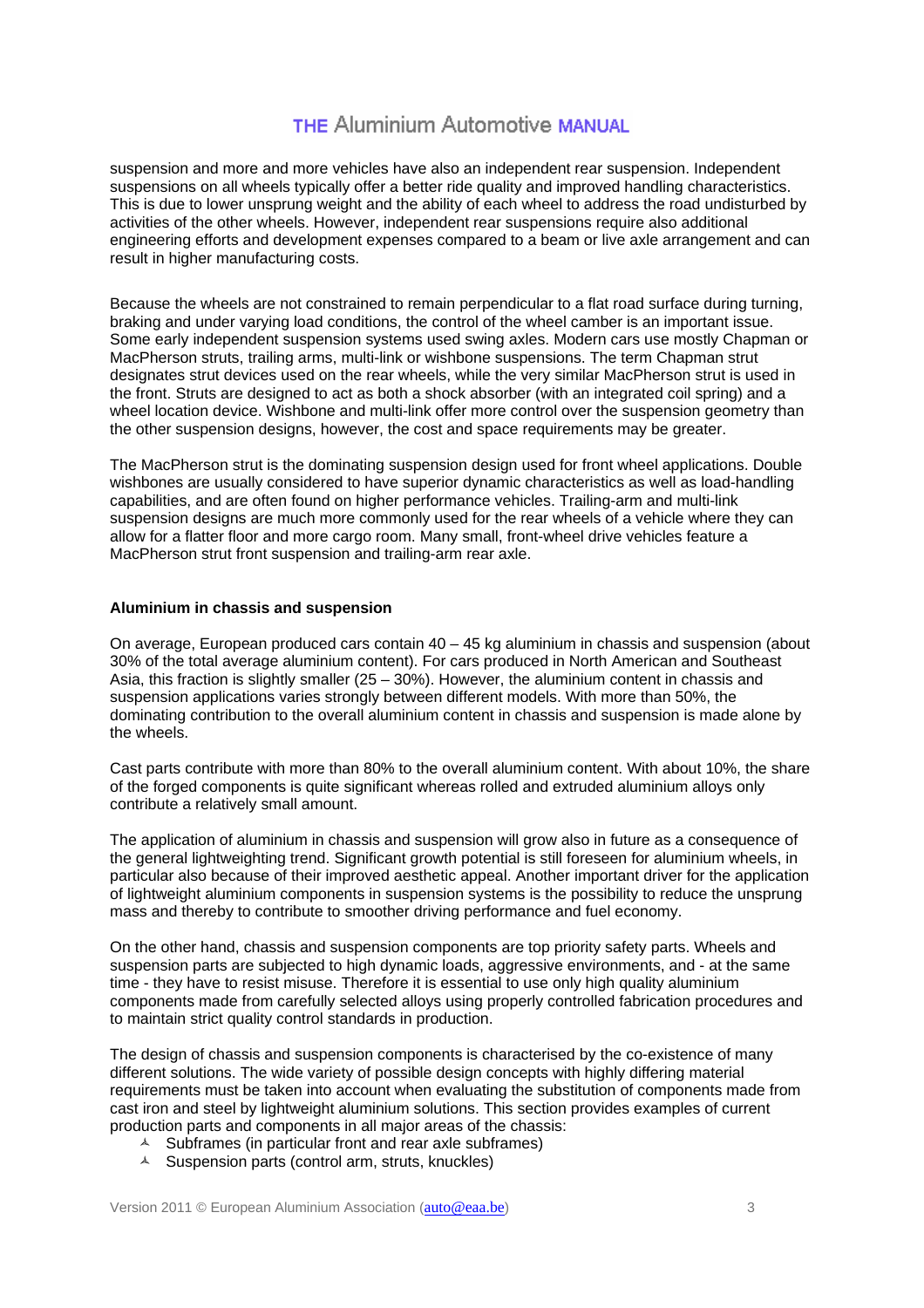suspension and more and more vehicles have also an independent rear suspension. Independent suspensions on all wheels typically offer a better ride quality and improved handling characteristics. This is due to lower unsprung weight and the ability of each wheel to address the road undisturbed by activities of the other wheels. However, independent rear suspensions require also additional engineering efforts and development expenses compared to a beam or live axle arrangement and can result in higher manufacturing costs.

Because the wheels are not constrained to remain perpendicular to a flat road surface during turning, braking and under varying load conditions, the control of the wheel camber is an important issue. Some early independent suspension systems used swing axles. Modern cars use mostly Chapman or MacPherson struts, trailing arms, multi-link or wishbone suspensions. The term Chapman strut designates strut devices used on the rear wheels, while the very similar MacPherson strut is used in the front. Struts are designed to act as both a shock absorber (with an integrated coil spring) and a wheel location device. Wishbone and multi-link offer more control over the suspension geometry than the other suspension designs, however, the cost and space requirements may be greater.

The MacPherson strut is the dominating suspension design used for front wheel applications. Double wishbones are usually considered to have superior dynamic characteristics as well as load-handling capabilities, and are often found on higher performance vehicles. Trailing-arm and multi-link suspension designs are much more commonly used for the rear wheels of a vehicle where they can allow for a flatter floor and more cargo room. Many small, front-wheel drive vehicles feature a MacPherson strut front suspension and trailing-arm rear axle.

**Aluminium in chassis and suspension**

On average, European produced cars contain 40 – 45 kg aluminium in chassis and suspension (about 30% of the total average aluminium content). For cars produced in North American and Southeast Asia, this fraction is slightly smaller (25 – 30%). However, the aluminium content in chassis and suspension applications varies strongly between different models. With more than 50%, the dominating contribution to the overall aluminium content in chassis and suspension is made alone by the wheels.

Cast parts contribute with more than 80% to the overall aluminium content. With about 10%, the share of the forged components is quite significant whereas rolled and extruded aluminium alloys only contribute a relatively small amount.

The application of aluminium in chassis and suspension will grow also in future as a consequence of the general lightweighting trend. Significant growth potential is still foreseen for aluminium wheels, in particular also because of their improved aesthetic appeal. Another important driver for the application of lightweight aluminium components in suspension systems is the possibility to reduce the unsprung mass and thereby to contribute to smoother driving performance and fuel economy.

On the other hand, chassis and suspension components are top priority safety parts. Wheels and suspension parts are subjected to high dynamic loads, aggressive environments, and - at the same time - they have to resist misuse. Therefore it is essential to use only high quality aluminium components made from carefully selected alloys using properly controlled fabrication procedures and to maintain strict quality control standards in production.

The design of chassis and suspension components is characterised by the co-existence of many different solutions. The wide variety of possible design concepts with highly differing material requirements must be taken into account when evaluating the substitution of components made from cast iron and steel by lightweight aluminium solutions. This section provides examples of current production parts and components in all major areas of the chassis:

- Subframes (in particular front and rear axle subframes)
- Suspension parts (control arm, struts, knuckles)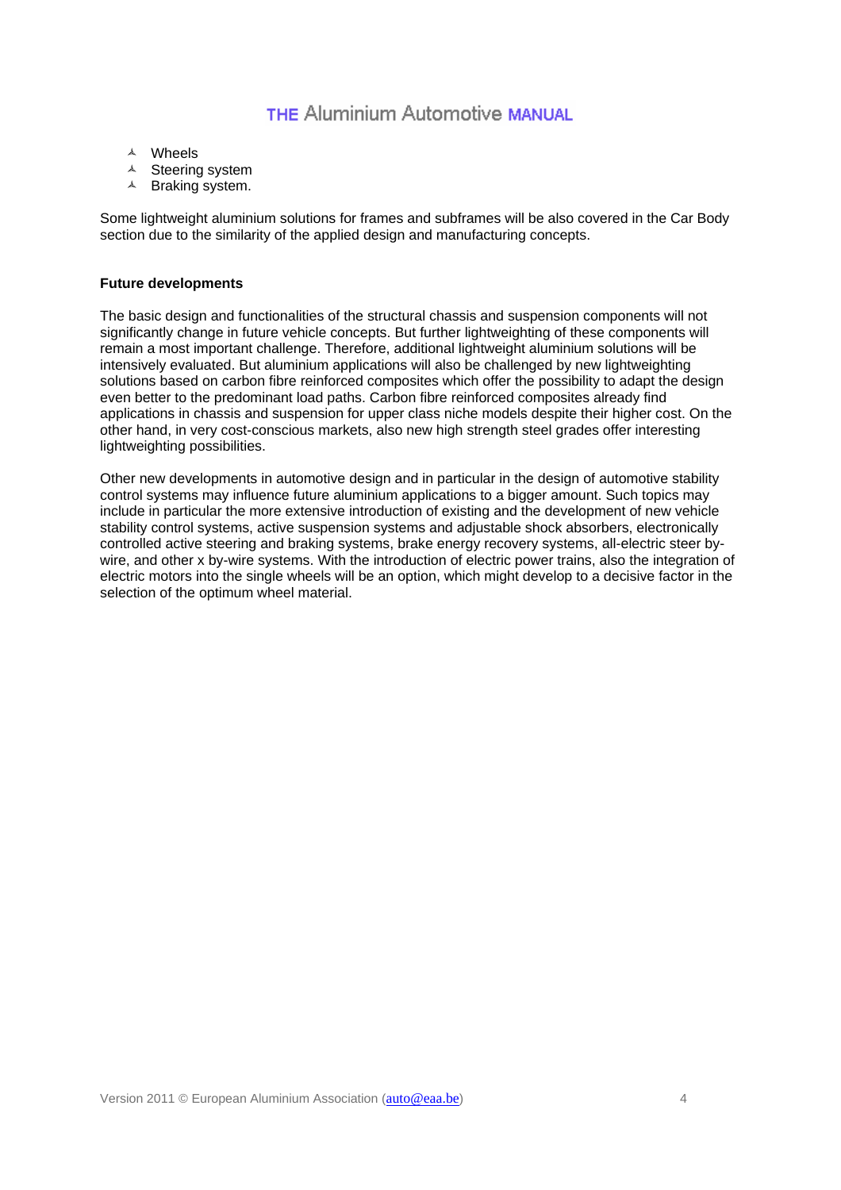- Wheels
- Steering system
- Braking system.

Some lightweight aluminium solutions for frames and subframes will be also covered in the Car Body section due to the similarity of the applied design and manufacturing concepts.

**Future developments**

The basic design and functionalities of the structural chassis and suspension components will not significantly change in future vehicle concepts. But further lightweighting of these components will remain a most important challenge. Therefore, additional lightweight aluminium solutions will be intensively evaluated. But aluminium applications will also be challenged by new lightweighting solutions based on carbon fibre reinforced composites which offer the possibility to adapt the design even better to the predominant load paths. Carbon fibre reinforced composites already find applications in chassis and suspension for upper class niche models despite their higher cost. On the other hand, in very cost-conscious markets, also new high strength steel grades offer interesting lightweighting possibilities.

Other new developments in automotive design and in particular in the design of automotive stability control systems may influence future aluminium applications to a bigger amount. Such topics may include in particular the more extensive introduction of existing and the development of new vehicle stability control systems, active suspension systems and adjustable shock absorbers, electronically controlled active steering and braking systems, brake energy recovery systems, all-electric steer by-wire, and other x by-wire systems. With the introduction of electric power trains, also the integration of electric motors into the single wheels will be an option, which might develop to a decisive factor in the selection of the optimum wheel material.